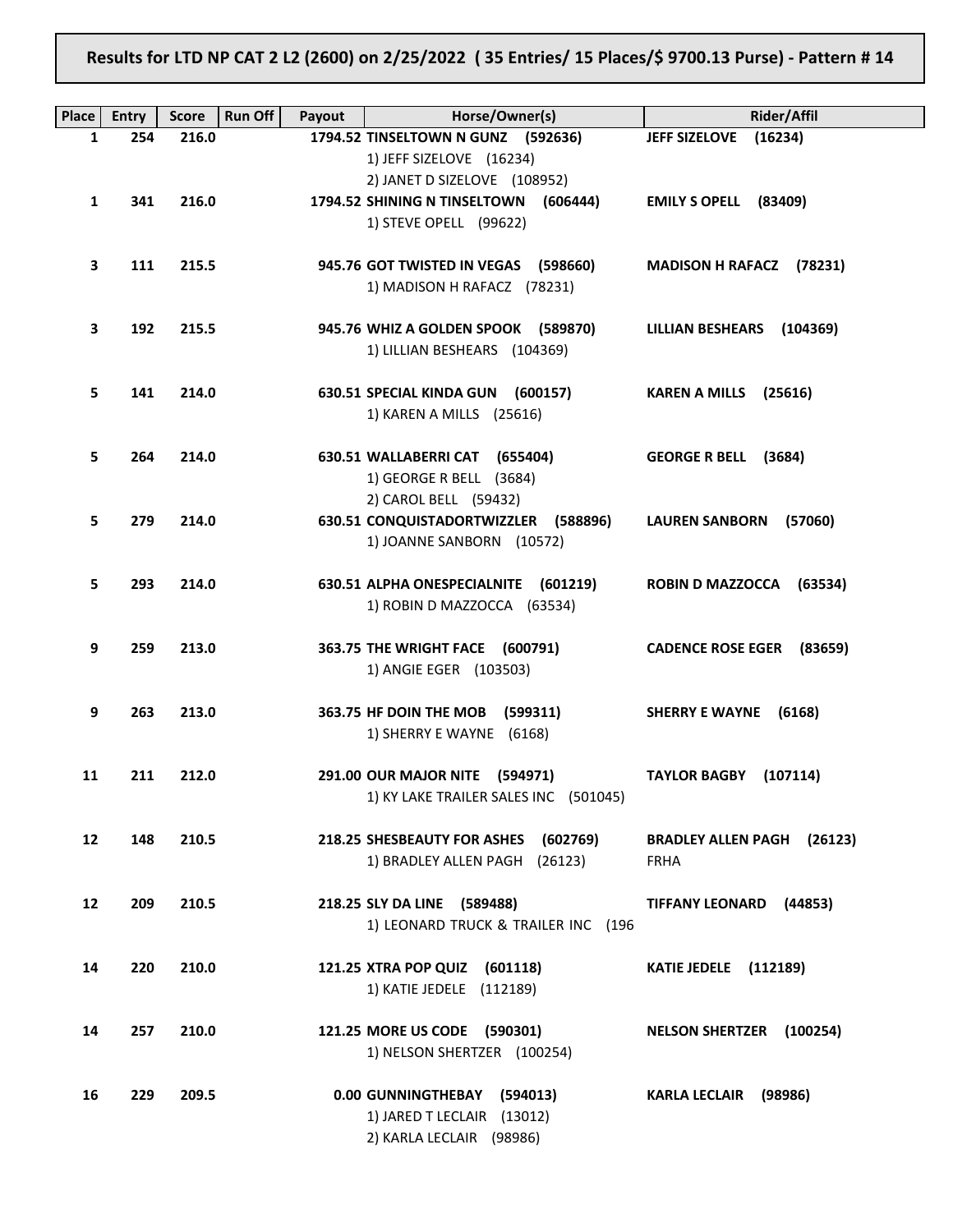**Results for LTD NP CAT 2 L2 (2600) on 2/25/2022 ( 35 Entries/ 15 Places/$ 9700.13 Purse) - Pattern # 14**

| Place | Entry | Score | Run Off | Payout | Horse/Owner(s) | Rider/Affil |
|---|---|---|---|---|---|---|
| 1 | 254 | 216.0 | | 1794.52 | **TINSELTOWN N GUNZ (592636)**<br>1) JEFF SIZELOVE (16234)<br>2) JANET D SIZELOVE (108952) | **JEFF SIZELOVE (16234)** |
| 1 | 341 | 216.0 | | 1794.52 | **SHINING N TINSELTOWN (606444)**<br>1) STEVE OPELL (99622) | **EMILY S OPELL (83409)** |
| 3 | 111 | 215.5 | | 945.76 | **GOT TWISTED IN VEGAS (598660)**<br>1) MADISON H RAFACZ (78231) | **MADISON H RAFACZ (78231)** |
| 3 | 192 | 215.5 | | 945.76 | **WHIZ A GOLDEN SPOOK (589870)**<br>1) LILLIAN BESHEARS (104369) | **LILLIAN BESHEARS (104369)** |
| 5 | 141 | 214.0 | | 630.51 | **SPECIAL KINDA GUN (600157)**<br>1) KAREN A MILLS (25616) | **KAREN A MILLS (25616)** |
| 5 | 264 | 214.0 | | 630.51 | **WALLABERRI CAT (655404)**<br>1) GEORGE R BELL (3684)<br>2) CAROL BELL (59432) | **GEORGE R BELL (3684)** |
| 5 | 279 | 214.0 | | 630.51 | **CONQUISTADORTWIZZLER (588896)**<br>1) JOANNE SANBORN (10572) | **LAUREN SANBORN (57060)** |
| 5 | 293 | 214.0 | | 630.51 | **ALPHA ONESPECIALNITE (601219)**<br>1) ROBIN D MAZZOCCA (63534) | **ROBIN D MAZZOCCA (63534)** |
| 9 | 259 | 213.0 | | 363.75 | **THE WRIGHT FACE (600791)**<br>1) ANGIE EGER (103503) | **CADENCE ROSE EGER (83659)** |
| 9 | 263 | 213.0 | | 363.75 | **HF DOIN THE MOB (599311)**<br>1) SHERRY E WAYNE (6168) | **SHERRY E WAYNE (6168)** |
| 11 | 211 | 212.0 | | 291.00 | **OUR MAJOR NITE (594971)**<br>1) KY LAKE TRAILER SALES INC (501045) | **TAYLOR BAGBY (107114)** |
| 12 | 148 | 210.5 | | 218.25 | **SHESBEAUTY FOR ASHES (602769)**<br>1) BRADLEY ALLEN PAGH (26123) | **BRADLEY ALLEN PAGH (26123)**<br>FRHA |
| 12 | 209 | 210.5 | | 218.25 | **SLY DA LINE (589488)**<br>1) LEONARD TRUCK & TRAILER INC (196 | **TIFFANY LEONARD (44853)** |
| 14 | 220 | 210.0 | | 121.25 | **XTRA POP QUIZ (601118)**<br>1) KATIE JEDELE (112189) | **KATIE JEDELE (112189)** |
| 14 | 257 | 210.0 | | 121.25 | **MORE US CODE (590301)**<br>1) NELSON SHERTZER (100254) | **NELSON SHERTZER (100254)** |
| 16 | 229 | 209.5 | | 0.00 | **GUNNINGTHEBAY (594013)**<br>1) JARED T LECLAIR (13012)<br>2) KARLA LECLAIR (98986) | **KARLA LECLAIR (98986)** |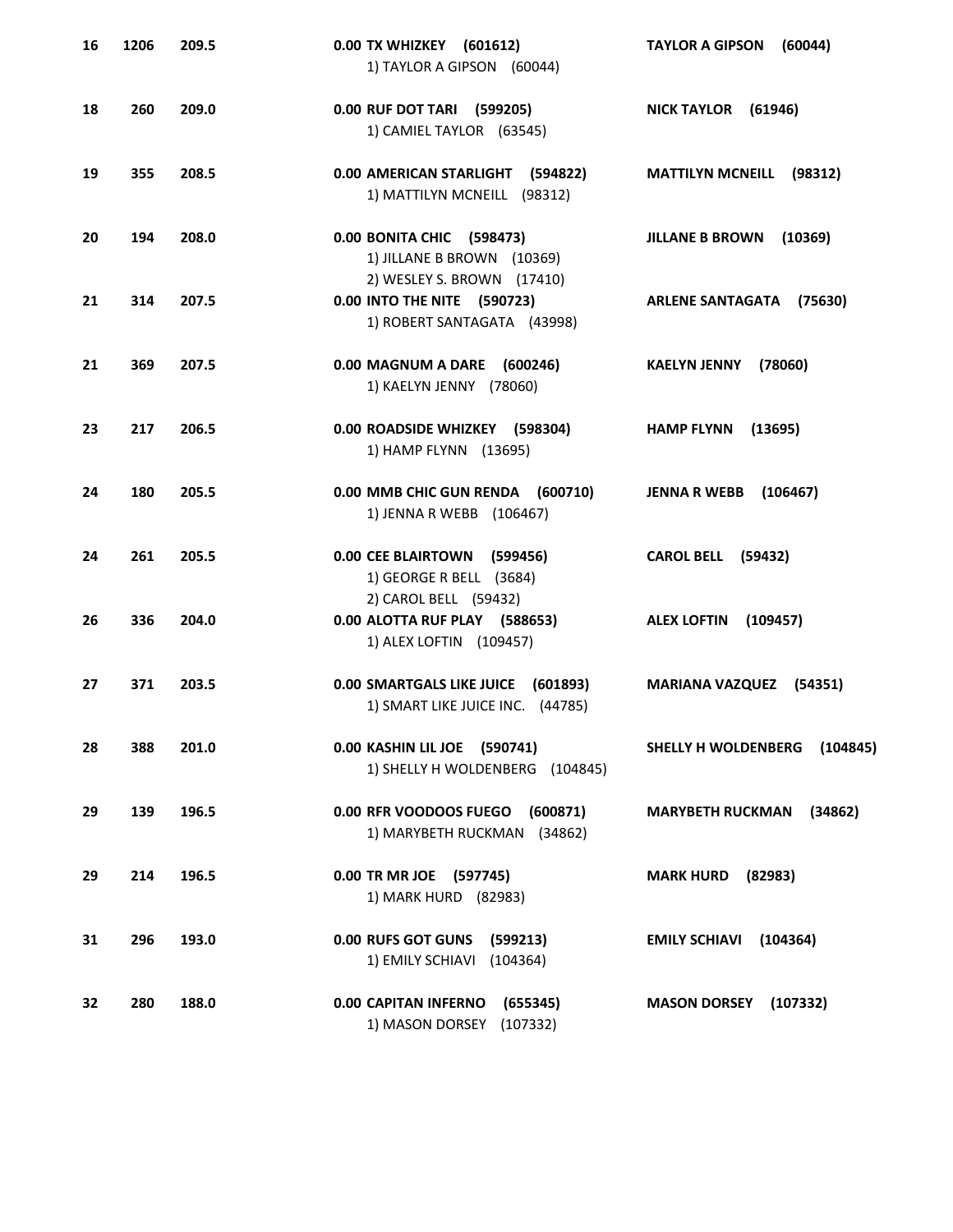| | | | | |
|---|---|---|---|---|
| 16 | 1206 | 209.5 | **0.00 TX WHIZKEY (601612)**<br>1) TAYLOR A GIPSON (60044) | **TAYLOR A GIPSON (60044)** |
| 18 | 260 | 209.0 | **0.00 RUF DOT TARI (599205)**<br>1) CAMIEL TAYLOR (63545) | **NICK TAYLOR (61946)** |
| 19 | 355 | 208.5 | **0.00 AMERICAN STARLIGHT (594822)**<br>1) MATTILYN MCNEILL (98312) | **MATTILYN MCNEILL (98312)** |
| 20 | 194 | 208.0 | **0.00 BONITA CHIC (598473)**<br>1) JILLANE B BROWN (10369)<br>2) WESLEY S. BROWN (17410) | **JILLANE B BROWN (10369)** |
| 21 | 314 | 207.5 | **0.00 INTO THE NITE (590723)**<br>1) ROBERT SANTAGATA (43998) | **ARLENE SANTAGATA (75630)** |
| 21 | 369 | 207.5 | **0.00 MAGNUM A DARE (600246)**<br>1) KAELYN JENNY (78060) | **KAELYN JENNY (78060)** |
| 23 | 217 | 206.5 | **0.00 ROADSIDE WHIZKEY (598304)**<br>1) HAMP FLYNN (13695) | **HAMP FLYNN (13695)** |
| 24 | 180 | 205.5 | **0.00 MMB CHIC GUN RENDA (600710)**<br>1) JENNA R WEBB (106467) | **JENNA R WEBB (106467)** |
| 24 | 261 | 205.5 | **0.00 CEE BLAIRTOWN (599456)**<br>1) GEORGE R BELL (3684)<br>2) CAROL BELL (59432) | **CAROL BELL (59432)** |
| 26 | 336 | 204.0 | **0.00 ALOTTA RUF PLAY (588653)**<br>1) ALEX LOFTIN (109457) | **ALEX LOFTIN (109457)** |
| 27 | 371 | 203.5 | **0.00 SMARTGALS LIKE JUICE (601893)**<br>1) SMART LIKE JUICE INC. (44785) | **MARIANA VAZQUEZ (54351)** |
| 28 | 388 | 201.0 | **0.00 KASHIN LIL JOE (590741)**<br>1) SHELLY H WOLDENBERG (104845) | **SHELLY H WOLDENBERG (104845)** |
| 29 | 139 | 196.5 | **0.00 RFR VOODOOS FUEGO (600871)**<br>1) MARYBETH RUCKMAN (34862) | **MARYBETH RUCKMAN (34862)** |
| 29 | 214 | 196.5 | **0.00 TR MR JOE (597745)**<br>1) MARK HURD (82983) | **MARK HURD (82983)** |
| 31 | 296 | 193.0 | **0.00 RUFS GOT GUNS (599213)**<br>1) EMILY SCHIAVI (104364) | **EMILY SCHIAVI (104364)** |
| 32 | 280 | 188.0 | **0.00 CAPITAN INFERNO (655345)**<br>1) MASON DORSEY (107332) | **MASON DORSEY (107332)** |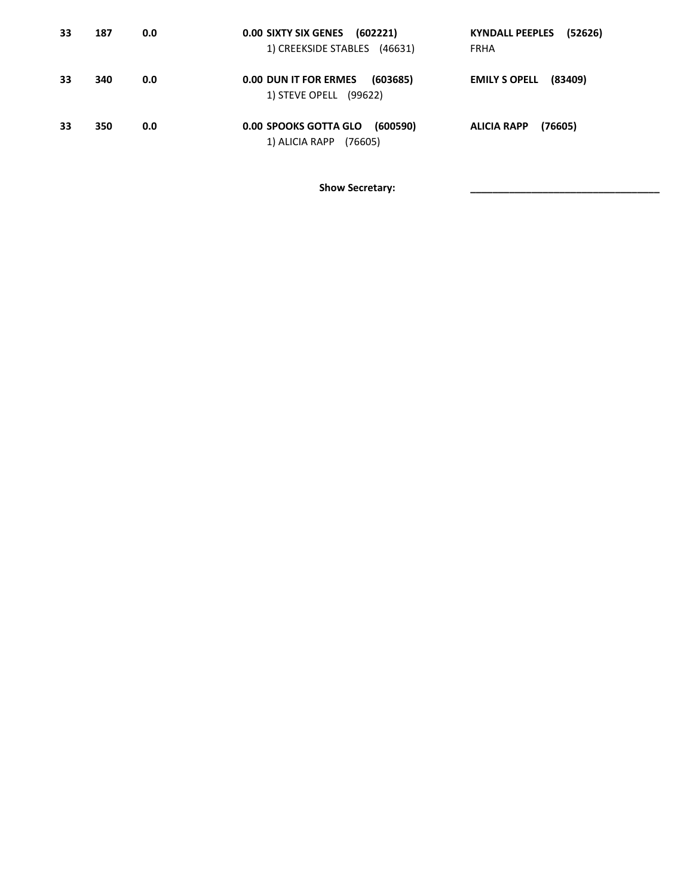| | | | | |
|---|---|---|---|---|
| **33** | **187** | **0.0** | **0.00 SIXTY SIX GENES (602221)**<br>1) CREEKSIDE STABLES (46631) | **KYNDALL PEEPLES (52626)**<br>FRHA |
| **33** | **340** | **0.0** | **0.00 DUN IT FOR ERMES (603685)**<br>1) STEVE OPELL (99622) | **EMILY S OPELL (83409)** |
| **33** | **350** | **0.0** | **0.00 SPOOKS GOTTA GLO (600590)**<br>1) ALICIA RAPP (76605) | **ALICIA RAPP (76605)** |

**Show Secretary:** ___________________________________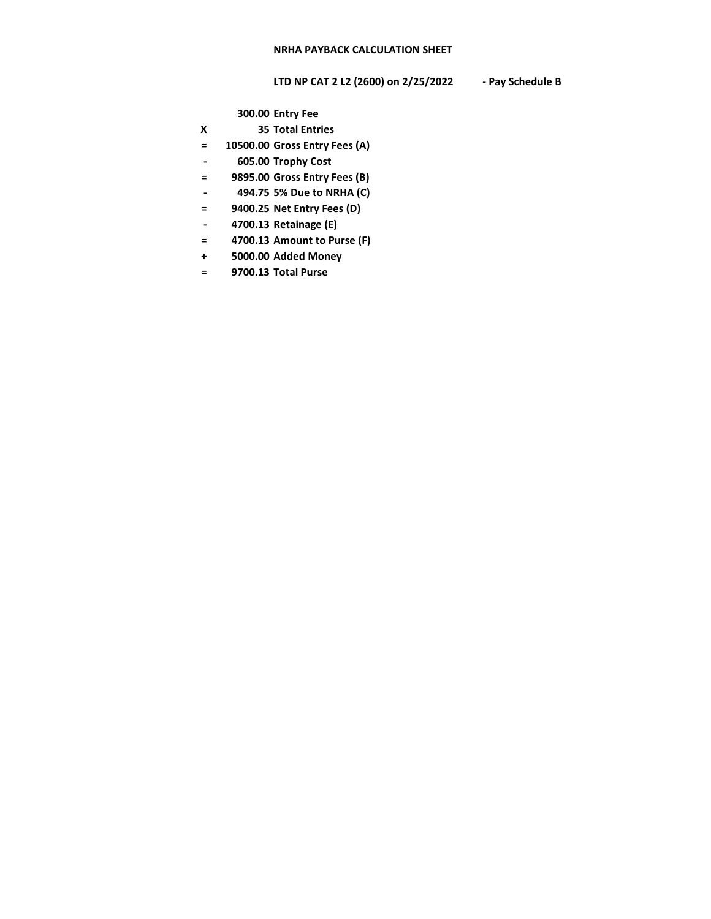**NRHA PAYBACK CALCULATION SHEET**

**LTD NP CAT 2 L2 (2600) on 2/25/2022 - Pay Schedule B**

| | | |
|---|---|---|
| | 300.00 | Entry Fee |
| X | 35 | Total Entries |
| = | 10500.00 | Gross Entry Fees (A) |
| - | 605.00 | Trophy Cost |
| = | 9895.00 | Gross Entry Fees (B) |
| - | 494.75 | 5% Due to NRHA (C) |
| = | 9400.25 | Net Entry Fees (D) |
| - | 4700.13 | Retainage (E) |
| = | 4700.13 | Amount to Purse (F) |
| + | 5000.00 | Added Money |
| = | 9700.13 | Total Purse |